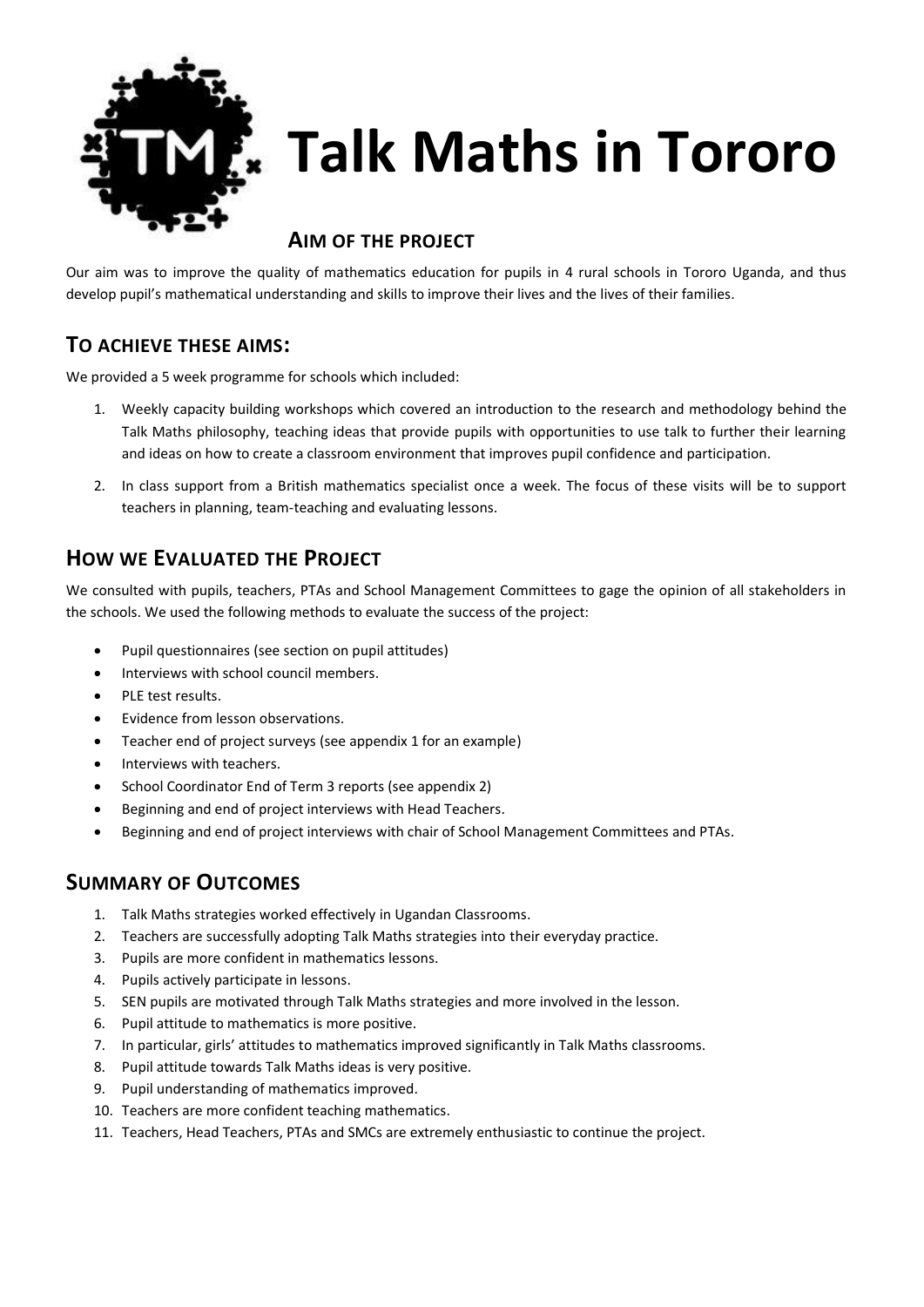# Talk Maths in Toronto

## Aim of the Project

Our aim was to improve the quality of mathematics education for pupils in 4 rural schools in Tororo Uganda, and thus develop pupil's mathematical understanding and skills to improve their lives and the lives of their families.

## To achieve these aims:

We provided a 5 week programme for schools which included:

1. Weekly capacity building workshops which covered an introduction to the research and methodology behind the Talk Maths philosophy, teaching ideas that provide pupils with opportunities to use talk to further their learning and ideas on how to create a classroom environment that improves pupil confidence and participation.
2. In class support from a British mathematics specialist once a week. The focus of these visits will be to support teachers in planning, team-teaching and evaluating lessons.

## How we Evaluated the Project

We consulted with pupils, teachers, PTAs and School Management Committees to gage the opinion of all stakeholders in the schools. We used the following methods to evaluate the success of the project:

- Pupil questionnaires (see section on pupil attitudes)
- Interviews with school council members.
- PLE test results.
- Evidence from lesson observations.
- Teacher end of project surveys (see appendix 1 for an example)
- Interviews with teachers.
- School Coordinator End of Term 3 reports (see appendix 2)
- Beginning and end of project interviews with Head Teachers.
- Beginning and end of project interviews with chair of School Management Committees and PTAs.

## Summary of Outcomes

1. Talk Maths strategies worked effectively in Ugandan Classrooms.
2. Teachers are successfully adopting Talk Maths strategies into their everyday practice.
3. Pupils are more confident in mathematics lessons.
4. Pupils actively participate in lessons.
5. SEN pupils are motivated through Talk Maths strategies and more involved in the lesson.
6. Pupil attitude to mathematics is more positive.
7. In particular, girls' attitudes to mathematics improved significantly in Talk Maths classrooms.
8. Pupil attitude towards Talk Maths ideas is very positive.
9. Pupil understanding of mathematics improved.
10. Teachers are more confident teaching mathematics.
11. Teachers, Head Teachers, PTAs and SMCs are extremely enthusiastic to continue the project.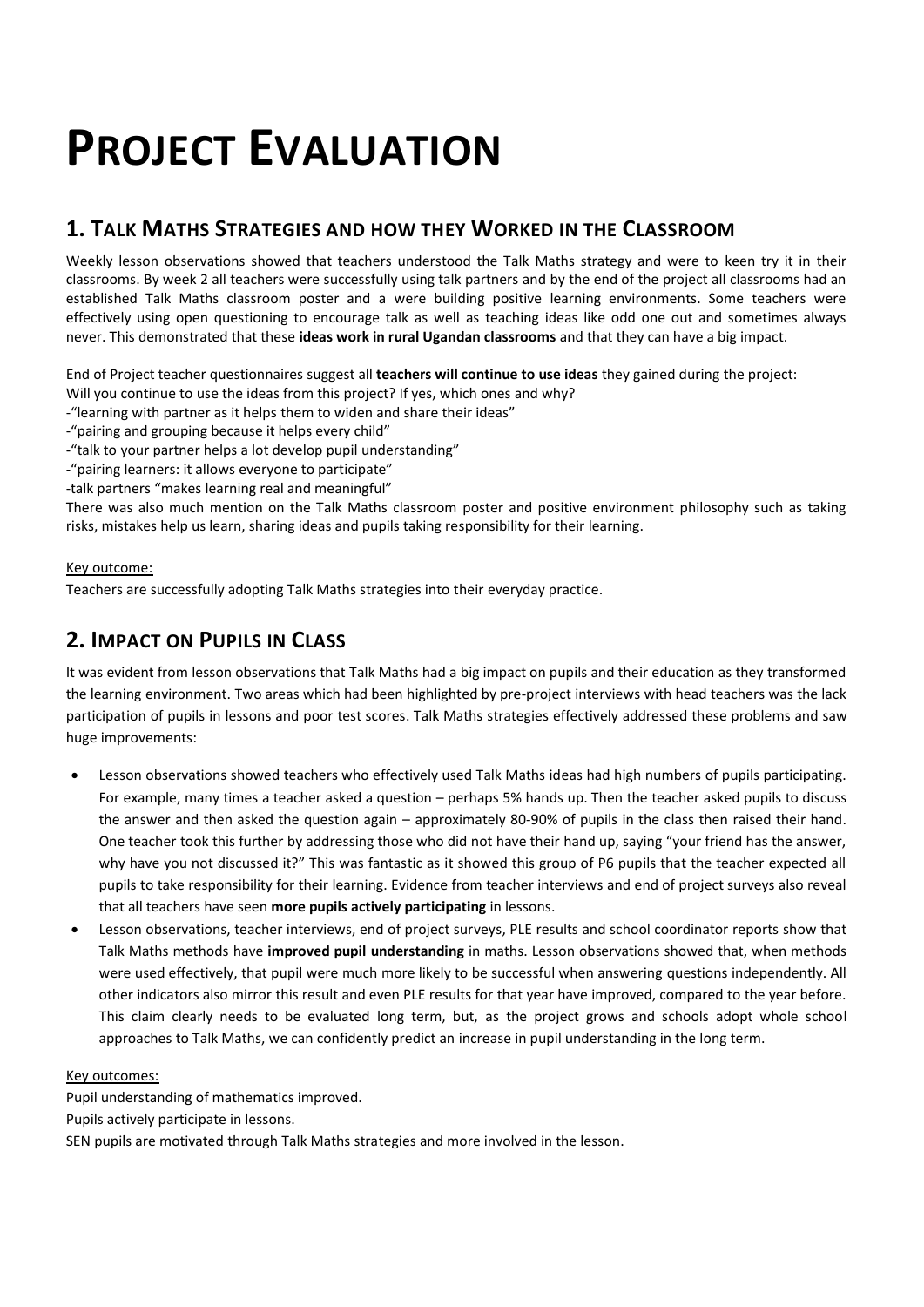# PROJECT EVALUATION

## 1. TALK MATHS STRATEGIES AND HOW THEY WORKED IN THE CLASSROOM

Weekly lesson observations showed that teachers understood the Talk Maths strategy and were to keen try it in their classrooms. By week 2 all teachers were successfully using talk partners and by the end of the project all classrooms had an established Talk Maths classroom poster and a were building positive learning environments. Some teachers were effectively using open questioning to encourage talk as well as teaching ideas like odd one out and sometimes always never. This demonstrated that these **ideas work in rural Ugandan classrooms** and that they can have a big impact.

End of Project teacher questionnaires suggest all **teachers will continue to use ideas** they gained during the project:

Will you continue to use the ideas from this project? If yes, which ones and why?

-"learning with partner as it helps them to widen and share their ideas"

-"pairing and grouping because it helps every child"

-"talk to your partner helps a lot develop pupil understanding"

-"pairing learners: it allows everyone to participate"

-talk partners "makes learning real and meaningful"

There was also much mention on the Talk Maths classroom poster and positive environment philosophy such as taking risks, mistakes help us learn, sharing ideas and pupils taking responsibility for their learning.

Key outcome:

Teachers are successfully adopting Talk Maths strategies into their everyday practice.

## 2. IMPACT ON PUPILS IN CLASS

It was evident from lesson observations that Talk Maths had a big impact on pupils and their education as they transformed the learning environment. Two areas which had been highlighted by pre-project interviews with head teachers was the lack participation of pupils in lessons and poor test scores. Talk Maths strategies effectively addressed these problems and saw huge improvements:

- Lesson observations showed teachers who effectively used Talk Maths ideas had high numbers of pupils participating. For example, many times a teacher asked a question – perhaps 5% hands up. Then the teacher asked pupils to discuss the answer and then asked the question again – approximately 80-90% of pupils in the class then raised their hand. One teacher took this further by addressing those who did not have their hand up, saying "your friend has the answer, why have you not discussed it?" This was fantastic as it showed this group of P6 pupils that the teacher expected all pupils to take responsibility for their learning. Evidence from teacher interviews and end of project surveys also reveal that all teachers have seen **more pupils actively participating** in lessons.
- Lesson observations, teacher interviews, end of project surveys, PLE results and school coordinator reports show that Talk Maths methods have **improved pupil understanding** in maths. Lesson observations showed that, when methods were used effectively, that pupil were much more likely to be successful when answering questions independently. All other indicators also mirror this result and even PLE results for that year have improved, compared to the year before. This claim clearly needs to be evaluated long term, but, as the project grows and schools adopt whole school approaches to Talk Maths, we can confidently predict an increase in pupil understanding in the long term.

Key outcomes:

Pupil understanding of mathematics improved.

Pupils actively participate in lessons.

SEN pupils are motivated through Talk Maths strategies and more involved in the lesson.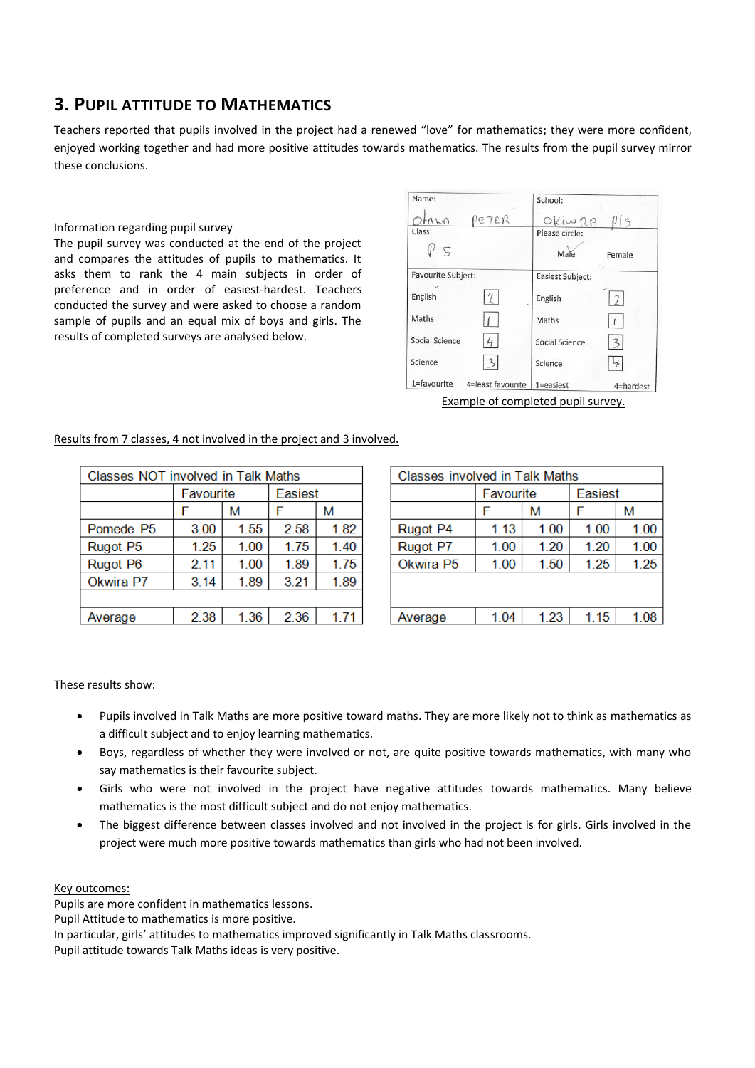## 3. Pupil Attitude to Mathematics

Teachers reported that pupils involved in the project had a renewed "love" for mathematics; they were more confident, enjoyed working together and had more positive attitudes towards mathematics. The results from the pupil survey mirror these conclusions.

Information regarding pupil survey

The pupil survey was conducted at the end of the project and compares the attitudes of pupils to mathematics. It asks them to rank the 4 main subjects in order of preference and in order of easiest-hardest. Teachers conducted the survey and were asked to choose a random sample of pupils and an equal mix of boys and girls. The results of completed surveys are analysed below.

| Name: Otaln Peter | School: Okwira P/S |
|---|---|
| Class: P 5 | Please circle: Male ✓ Female |
| **Favourite Subject:** | **Easiest Subject:** |
| English 2 | English 2 |
| Maths 1 | Maths 1 |
| Social Science 4 | Social Science 3 |
| Science 3 | Science 4 |
| 1=favourite 4=least favourite | 1=easiest 4=hardest |

Example of completed pupil survey.

Results from 7 classes, 4 not involved in the project and 3 involved.

| Classes NOT involved in Talk Maths | Favourite | | Easiest | |
|---|---|---|---|---|
| | F | M | F | M |
| Pomede P5 | 3.00 | 1.55 | 2.58 | 1.82 |
| Rugot P5 | 1.25 | 1.00 | 1.75 | 1.40 |
| Rugot P6 | 2.11 | 1.00 | 1.89 | 1.75 |
| Okwira P7 | 3.14 | 1.89 | 3.21 | 1.89 |
| Average | 2.38 | 1.36 | 2.36 | 1.71 |

| Classes involved in Talk Maths | Favourite | | Easiest | |
|---|---|---|---|---|
| | F | M | F | M |
| Rugot P4 | 1.13 | 1.00 | 1.00 | 1.00 |
| Rugot P7 | 1.00 | 1.20 | 1.20 | 1.00 |
| Okwira P5 | 1.00 | 1.50 | 1.25 | 1.25 |
| Average | 1.04 | 1.23 | 1.15 | 1.08 |

These results show:

- Pupils involved in Talk Maths are more positive toward maths. They are more likely not to think as mathematics as a difficult subject and to enjoy learning mathematics.
- Boys, regardless of whether they were involved or not, are quite positive towards mathematics, with many who say mathematics is their favourite subject.
- Girls who were not involved in the project have negative attitudes towards mathematics. Many believe mathematics is the most difficult subject and do not enjoy mathematics.
- The biggest difference between classes involved and not involved in the project is for girls. Girls involved in the project were much more positive towards mathematics than girls who had not been involved.

Key outcomes:

Pupils are more confident in mathematics lessons.
Pupil Attitude to mathematics is more positive.
In particular, girls' attitudes to mathematics improved significantly in Talk Maths classrooms.
Pupil attitude towards Talk Maths ideas is very positive.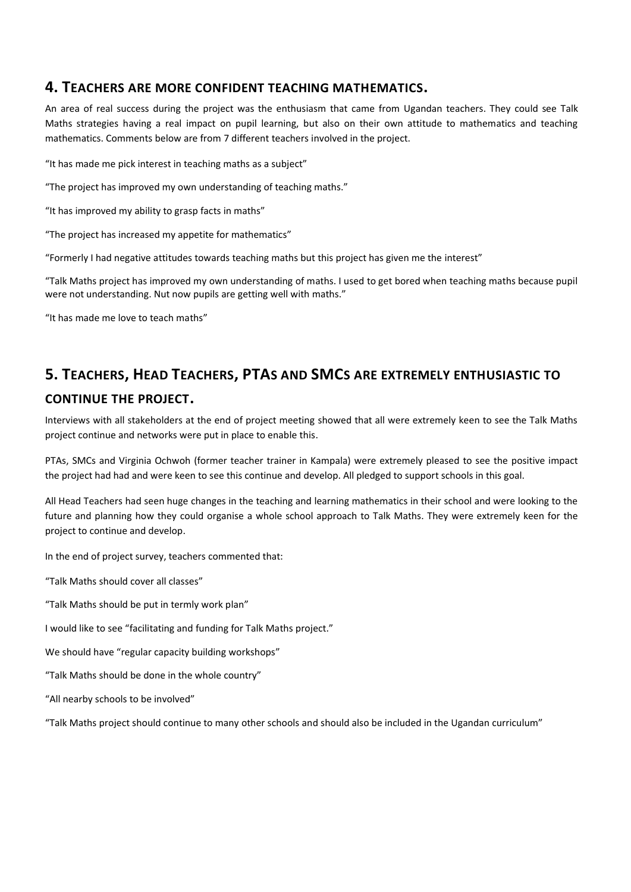## 4. Teachers are more confident teaching mathematics.

An area of real success during the project was the enthusiasm that came from Ugandan teachers. They could see Talk Maths strategies having a real impact on pupil learning, but also on their own attitude to mathematics and teaching mathematics. Comments below are from 7 different teachers involved in the project.

"It has made me pick interest in teaching maths as a subject"

"The project has improved my own understanding of teaching maths."

"It has improved my ability to grasp facts in maths"

"The project has increased my appetite for mathematics"

"Formerly I had negative attitudes towards teaching maths but this project has given me the interest"

"Talk Maths project has improved my own understanding of maths. I used to get bored when teaching maths because pupil were not understanding. Nut now pupils are getting well with maths."

"It has made me love to teach maths"

## 5. Teachers, Head Teachers, PTAs and SMCs are extremely enthusiastic to continue the project.

Interviews with all stakeholders at the end of project meeting showed that all were extremely keen to see the Talk Maths project continue and networks were put in place to enable this.

PTAs, SMCs and Virginia Ochwoh (former teacher trainer in Kampala) were extremely pleased to see the positive impact the project had had and were keen to see this continue and develop. All pledged to support schools in this goal.

All Head Teachers had seen huge changes in the teaching and learning mathematics in their school and were looking to the future and planning how they could organise a whole school approach to Talk Maths. They were extremely keen for the project to continue and develop.

In the end of project survey, teachers commented that:

"Talk Maths should cover all classes"

"Talk Maths should be put in termly work plan"

I would like to see "facilitating and funding for Talk Maths project."

We should have "regular capacity building workshops"

"Talk Maths should be done in the whole country"

"All nearby schools to be involved"

"Talk Maths project should continue to many other schools and should also be included in the Ugandan curriculum"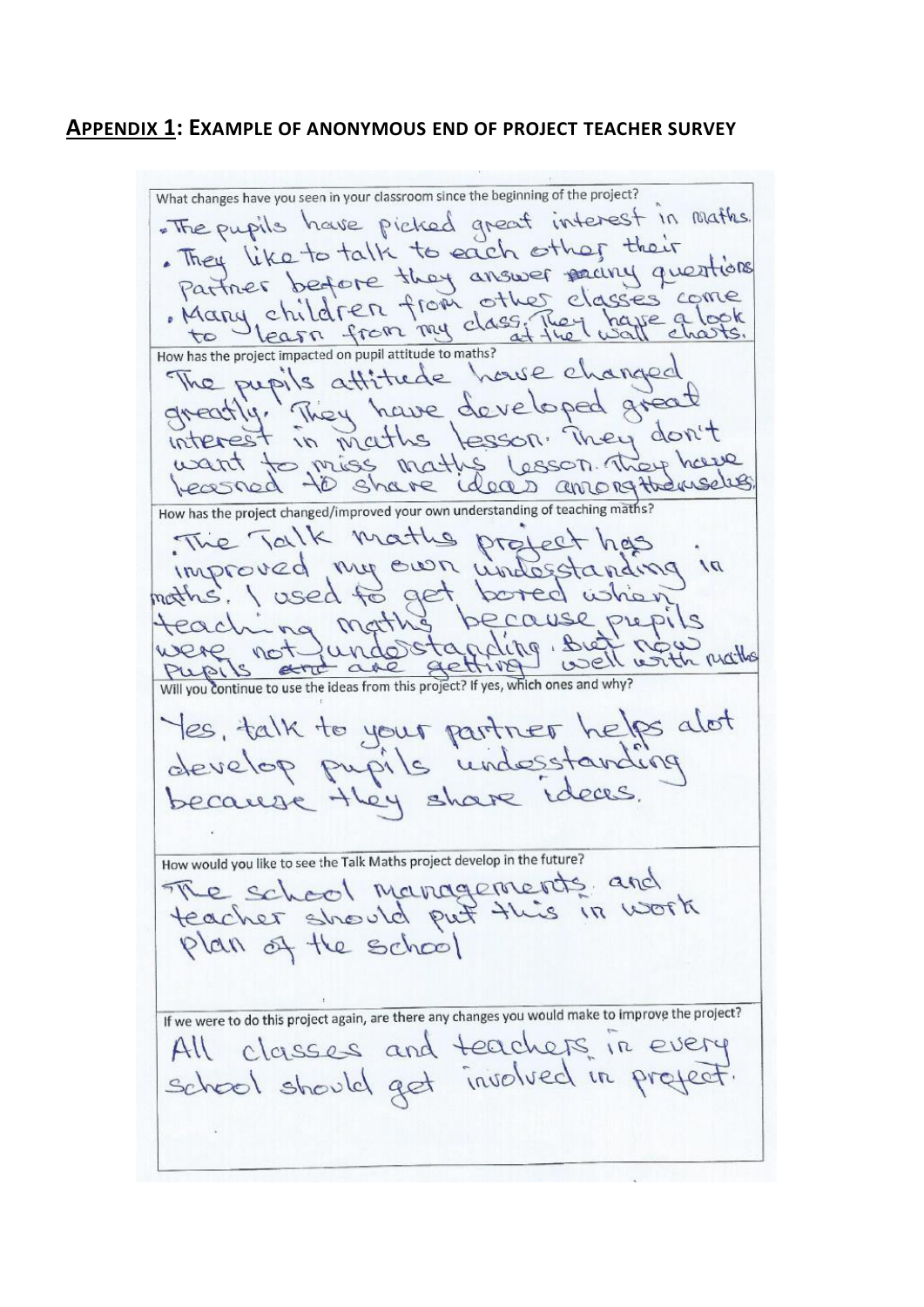## **APPENDIX 1: EXAMPLE OF ANONYMOUS END OF PROJECT TEACHER SURVEY**

**What changes have you seen in your classroom since the beginning of the project?**

- The pupils have picked great interest in maths.
- They like to talk to each other their partner before they answer many questions
- Many children from other classes come to learn from my class. They have a look at the wall charts.

**How has the project impacted on pupil attitude to maths?**

The pupils attitude have changed greatly. They have developed great interest in maths lesson. They don't want to miss maths lesson. They have learned to share ideas amongthemselves.

**How has the project changed/improved your own understanding of teaching maths?**

The Talk maths project has improved my own understanding in maths. I used to get bored when teaching maths because pupils were not understanding. But now pupils ~~and~~ are getting well with maths

**Will you continue to use the ideas from this project? If yes, which ones and why?**

Yes, talk to your partner helps alot develop pupils understanding because they share ideas.

**How would you like to see the Talk Maths project develop in the future?**

The school managements and teacher should put this in work plan of the school

**If we were to do this project again, are there any changes you would make to improve the project?**

All classes and teachers in every school should get involved in project.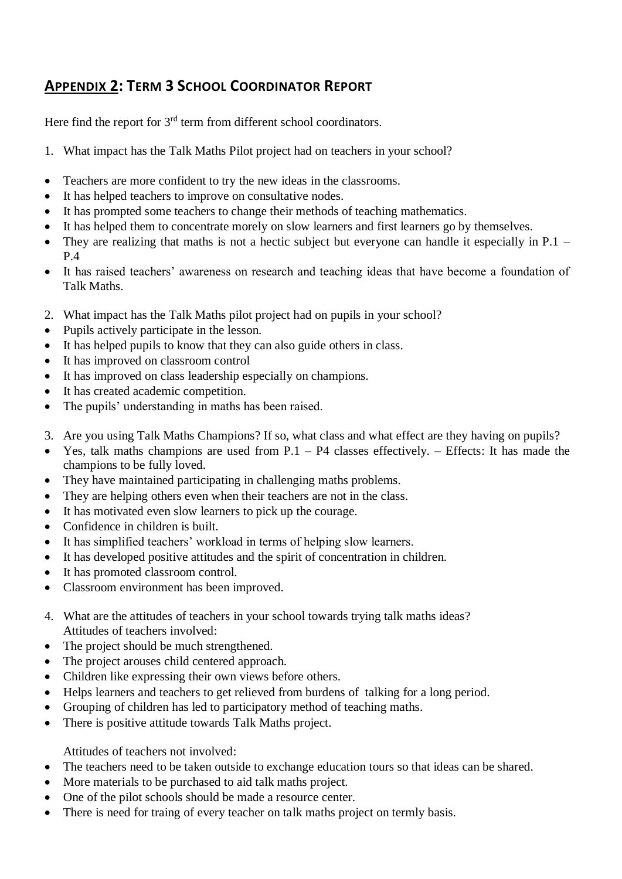## APPENDIX 2: TERM 3 SCHOOL COORDINATOR REPORT

Here find the report for 3rd term from different school coordinators.

1. What impact has the Talk Maths Pilot project had on teachers in your school?

- Teachers are more confident to try the new ideas in the classrooms.
- It has helped teachers to improve on consultative nodes.
- It has prompted some teachers to change their methods of teaching mathematics.
- It has helped them to concentrate morely on slow learners and first learners go by themselves.
- They are realizing that maths is not a hectic subject but everyone can handle it especially in P.1 – P.4
- It has raised teachers' awareness on research and teaching ideas that have become a foundation of Talk Maths.

2. What impact has the Talk Maths pilot project had on pupils in your school?

- Pupils actively participate in the lesson.
- It has helped pupils to know that they can also guide others in class.
- It has improved on classroom control
- It has improved on class leadership especially on champions.
- It has created academic competition.
- The pupils' understanding in maths has been raised.

3. Are you using Talk Maths Champions? If so, what class and what effect are they having on pupils?

- Yes, talk maths champions are used from P.1 – P4 classes effectively. – Effects: It has made the champions to be fully loved.
- They have maintained participating in challenging maths problems.
- They are helping others even when their teachers are not in the class.
- It has motivated even slow learners to pick up the courage.
- Confidence in children is built.
- It has simplified teachers' workload in terms of helping slow learners.
- It has developed positive attitudes and the spirit of concentration in children.
- It has promoted classroom control.
- Classroom environment has been improved.

4. What are the attitudes of teachers in your school towards trying talk maths ideas?
   Attitudes of teachers involved:

- The project should be much strengthened.
- The project arouses child centered approach.
- Children like expressing their own views before others.
- Helps learners and teachers to get relieved from burdens of talking for a long period.
- Grouping of children has led to participatory method of teaching maths.
- There is positive attitude towards Talk Maths project.

Attitudes of teachers not involved:

- The teachers need to be taken outside to exchange education tours so that ideas can be shared.
- More materials to be purchased to aid talk maths project.
- One of the pilot schools should be made a resource center.
- There is need for traing of every teacher on talk maths project on termly basis.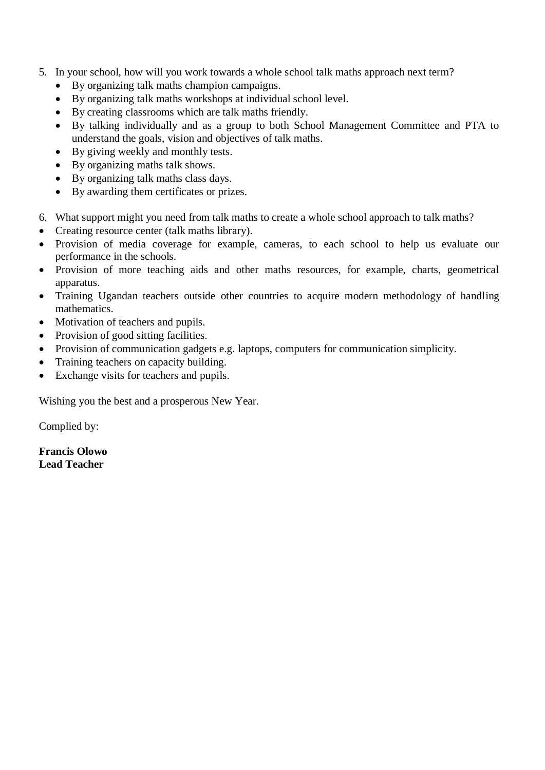5. In your school, how will you work towards a whole school talk maths approach next term?
   - By organizing talk maths champion campaigns.
   - By organizing talk maths workshops at individual school level.
   - By creating classrooms which are talk maths friendly.
   - By talking individually and as a group to both School Management Committee and PTA to understand the goals, vision and objectives of talk maths.
   - By giving weekly and monthly tests.
   - By organizing maths talk shows.
   - By organizing talk maths class days.
   - By awarding them certificates or prizes.

6. What support might you need from talk maths to create a whole school approach to talk maths?

- Creating resource center (talk maths library).
- Provision of media coverage for example, cameras, to each school to help us evaluate our performance in the schools.
- Provision of more teaching aids and other maths resources, for example, charts, geometrical apparatus.
- Training Ugandan teachers outside other countries to acquire modern methodology of handling mathematics.
- Motivation of teachers and pupils.
- Provision of good sitting facilities.
- Provision of communication gadgets e.g. laptops, computers for communication simplicity.
- Training teachers on capacity building.
- Exchange visits for teachers and pupils.

Wishing you the best and a prosperous New Year.

Complied by:

**Francis Olowo**
**Lead Teacher**